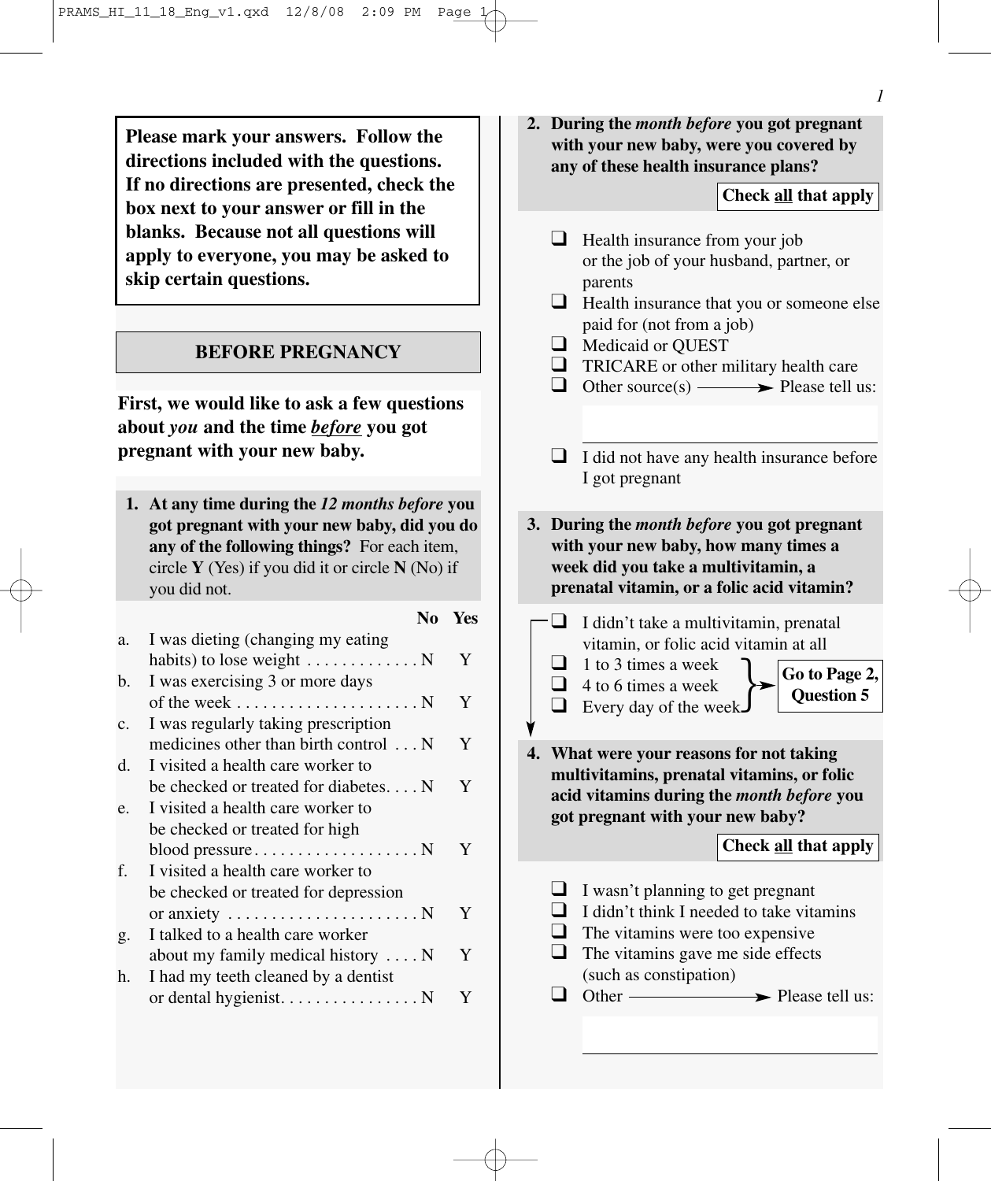**Please mark your answers. Follow the directions included with the questions. If no directions are presented, check the box next to your answer or fill in the blanks. Because not all questions will apply to everyone, you may be asked to skip certain questions.**

## BEFORE PREGNANCY

**First, we would like to ask a few questions about *you* and the time *before* you got pregnant with your new baby.**

**1. At any time during the *12 months before* you got pregnant with your new baby, did you do any of the following things?** For each item, circle **Y** (Yes) if you did it or circle **N** (No) if you did not.

| | | No | Yes |
|---|---|---|---|
| a. | I was dieting (changing my eating habits) to lose weight | N | Y |
| b. | I was exercising 3 or more days of the week | N | Y |
| c. | I was regularly taking prescription medicines other than birth control | N | Y |
| d. | I visited a health care worker to be checked or treated for diabetes | N | Y |
| e. | I visited a health care worker to be checked or treated for high blood pressure | N | Y |
| f. | I visited a health care worker to be checked or treated for depression or anxiety | N | Y |
| g. | I talked to a health care worker about my family medical history | N | Y |
| h. | I had my teeth cleaned by a dentist or dental hygienist | N | Y |

**2. During the *month before* you got pregnant with your new baby, were you covered by any of these health insurance plans?**

**Check all that apply**

- ❑ Health insurance from your job or the job of your husband, partner, or parents
- ❑ Health insurance that you or someone else paid for (not from a job)
- ❑ Medicaid or QUEST
- ❑ TRICARE or other military health care
- ❑ Other source(s) → Please tell us: ____________
- ❑ I did not have any health insurance before I got pregnant

**3. During the *month before* you got pregnant with your new baby, how many times a week did you take a multivitamin, a prenatal vitamin, or a folic acid vitamin?**

- ❑ I didn't take a multivitamin, prenatal vitamin, or folic acid vitamin at all
- ❑ 1 to 3 times a week
- ❑ 4 to 6 times a week
- ❑ Every day of the week

(1 to 3 times a week, 4 to 6 times a week, Every day of the week → **Go to Page 2, Question 5**)

**4. What were your reasons for not taking multivitamins, prenatal vitamins, or folic acid vitamins during the *month before* you got pregnant with your new baby?**

**Check all that apply**

- ❑ I wasn't planning to get pregnant
- ❑ I didn't think I needed to take vitamins
- ❑ The vitamins were too expensive
- ❑ The vitamins gave me side effects (such as constipation)
- ❑ Other → Please tell us: ____________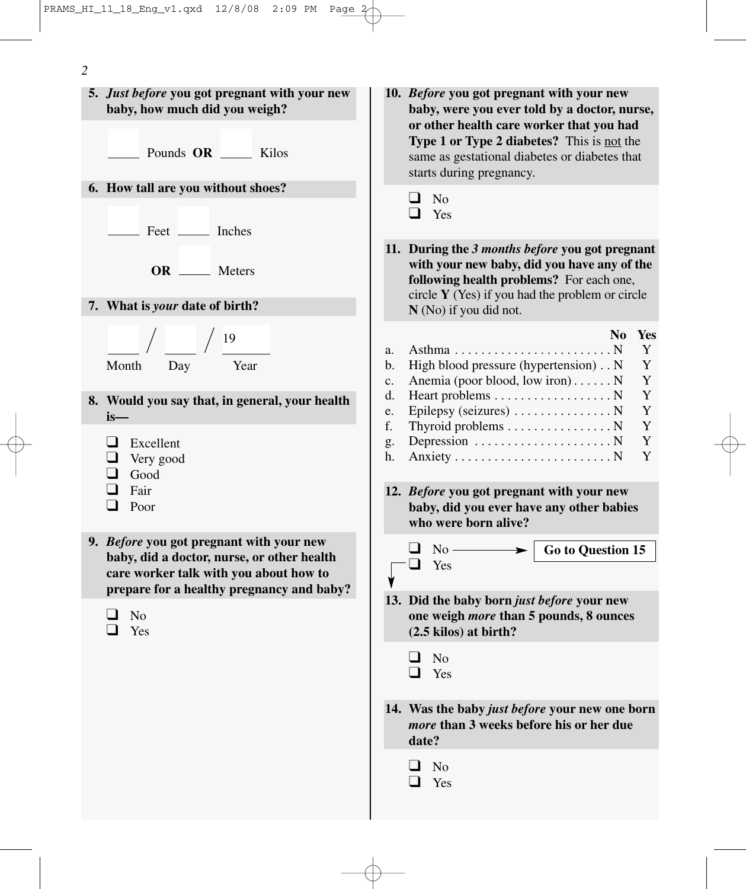**5.** ***Just before*** **you got pregnant with your new baby, how much did you weigh?**

_____ Pounds **OR** _____ Kilos

**6. How tall are you without shoes?**

_____ Feet _____ Inches

**OR** _____ Meters

**7. What is** ***your*** **date of birth?**

_____ / _____ / 19_____

Month / Day / Year

**8. Would you say that, in general, your health is—**

- ❑ Excellent
- ❑ Very good
- ❑ Good
- ❑ Fair
- ❑ Poor

**9.** ***Before*** **you got pregnant with your new baby, did a doctor, nurse, or other health care worker talk with you about how to prepare for a healthy pregnancy and baby?**

- ❑ No
- ❑ Yes

**10.** ***Before*** **you got pregnant with your new baby, were you ever told by a doctor, nurse, or other health care worker that you had Type 1 or Type 2 diabetes?** This is not the same as gestational diabetes or diabetes that starts during pregnancy.

- ❑ No
- ❑ Yes

**11. During the** ***3 months before*** **you got pregnant with your new baby, did you have any of the following health problems?** For each one, circle **Y** (Yes) if you had the problem or circle **N** (No) if you did not.

| | | No | Yes |
|---|---|---|---|
| a. | Asthma | N | Y |
| b. | High blood pressure (hypertension) | N | Y |
| c. | Anemia (poor blood, low iron) | N | Y |
| d. | Heart problems | N | Y |
| e. | Epilepsy (seizures) | N | Y |
| f. | Thyroid problems | N | Y |
| g. | Depression | N | Y |
| h. | Anxiety | N | Y |

**12.** ***Before*** **you got pregnant with your new baby, did you ever have any other babies who were born alive?**

- ❑ No → **Go to Question 15**
- ❑ Yes

**13. Did the baby born** ***just before*** **your new one weigh** ***more*** **than 5 pounds, 8 ounces (2.5 kilos) at birth?**

- ❑ No
- ❑ Yes

**14. Was the baby** ***just before*** **your new one born** ***more*** **than 3 weeks before his or her due date?**

- ❑ No
- ❑ Yes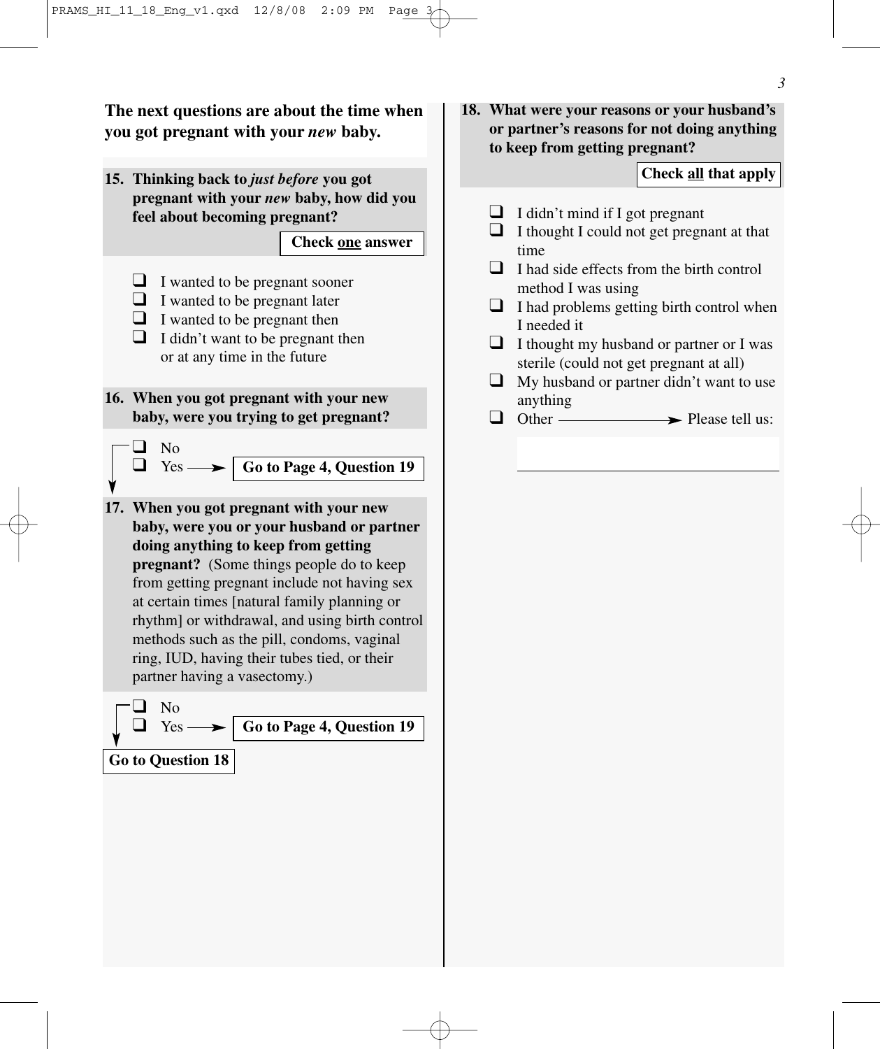**The next questions are about the time when you got pregnant with your *new* baby.**

**15. Thinking back to *just before* you got pregnant with your *new* baby, how did you feel about becoming pregnant?**

**Check one answer**

- ❑ I wanted to be pregnant sooner
- ❑ I wanted to be pregnant later
- ❑ I wanted to be pregnant then
- ❑ I didn't want to be pregnant then or at any time in the future

**16. When you got pregnant with your new baby, were you trying to get pregnant?**

- ❑ No
- ❑ Yes ⟶ **Go to Page 4, Question 19**

**17. When you got pregnant with your new baby, were you or your husband or partner doing anything to keep from getting pregnant?** (Some things people do to keep from getting pregnant include not having sex at certain times [natural family planning or rhythm] or withdrawal, and using birth control methods such as the pill, condoms, vaginal ring, IUD, having their tubes tied, or their partner having a vasectomy.)

- ❑ No
- ❑ Yes ⟶ **Go to Page 4, Question 19**

**Go to Question 18**

**18. What were your reasons or your husband's or partner's reasons for not doing anything to keep from getting pregnant?**

**Check all that apply**

- ❑ I didn't mind if I got pregnant
- ❑ I thought I could not get pregnant at that time
- ❑ I had side effects from the birth control method I was using
- ❑ I had problems getting birth control when I needed it
- ❑ I thought my husband or partner or I was sterile (could not get pregnant at all)
- ❑ My husband or partner didn't want to use anything
- ❑ Other ⟶ Please tell us:

___________________________________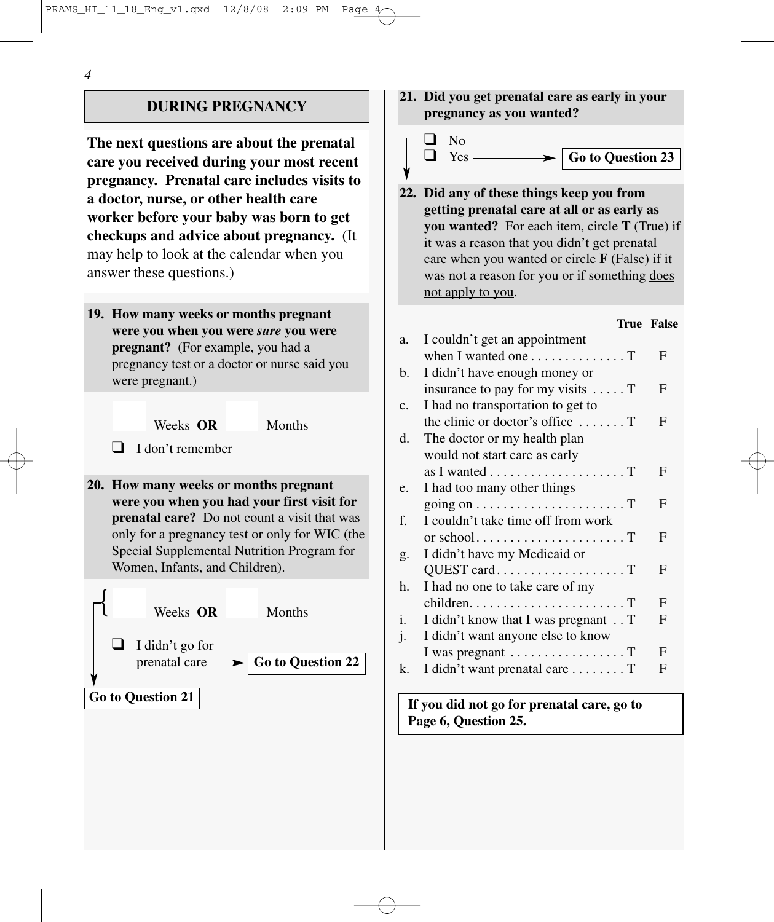## DURING PREGNANCY

**The next questions are about the prenatal care you received during your most recent pregnancy. Prenatal care includes visits to a doctor, nurse, or other health care worker before your baby was born to get checkups and advice about pregnancy.** (It may help to look at the calendar when you answer these questions.)

**19. How many weeks or months pregnant were you when you were *sure* you were pregnant?** (For example, you had a pregnancy test or a doctor or nurse said you were pregnant.)

_____ Weeks **OR** _____ Months

❑ I don't remember

**20. How many weeks or months pregnant were you when you had your first visit for prenatal care?** Do not count a visit that was only for a pregnancy test or only for WIC (the Special Supplemental Nutrition Program for Women, Infants, and Children).

_____ Weeks **OR** _____ Months → **Go to Question 21**

❑ I didn't go for prenatal care → **Go to Question 22**

**21. Did you get prenatal care as early in your pregnancy as you wanted?**

❑ No
❑ Yes → **Go to Question 23**

**22. Did any of these things keep you from getting prenatal care at all or as early as you wanted?** For each item, circle **T** (True) if it was a reason that you didn't get prenatal care when you wanted or circle **F** (False) if it was not a reason for you or if something does not apply to you.

| | | True | False |
|---|---|---|---|
| a. | I couldn't get an appointment when I wanted one | T | F |
| b. | I didn't have enough money or insurance to pay for my visits | T | F |
| c. | I had no transportation to get to the clinic or doctor's office | T | F |
| d. | The doctor or my health plan would not start care as early as I wanted | T | F |
| e. | I had too many other things going on | T | F |
| f. | I couldn't take time off from work or school | T | F |
| g. | I didn't have my Medicaid or QUEST card | T | F |
| h. | I had no one to take care of my children | T | F |
| i. | I didn't know that I was pregnant | T | F |
| j. | I didn't want anyone else to know I was pregnant | T | F |
| k. | I didn't want prenatal care | T | F |

**If you did not go for prenatal care, go to Page 6, Question 25.**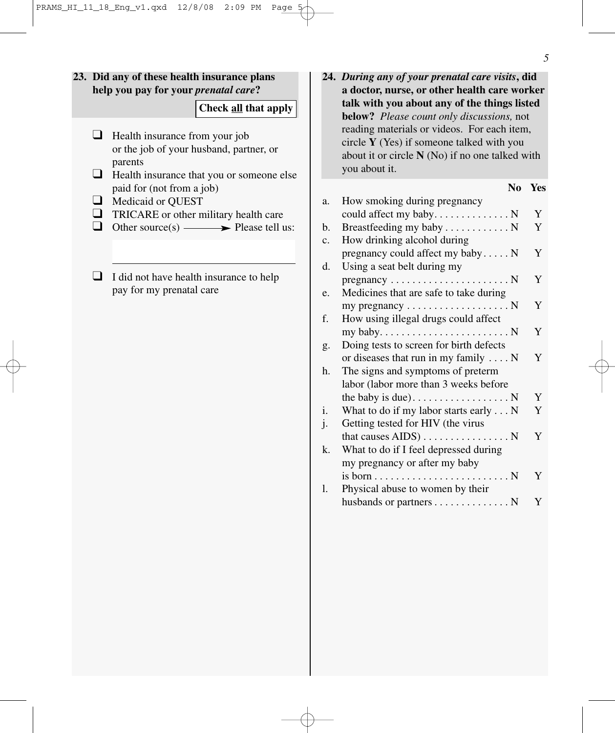**23. Did any of these health insurance plans help you pay for your *prenatal care*?**

**Check all that apply**

- ❑ Health insurance from your job or the job of your husband, partner, or parents
- ❑ Health insurance that you or someone else paid for (not from a job)
- ❑ Medicaid or QUEST
- ❑ TRICARE or other military health care
- ❑ Other source(s) ⟶ Please tell us:

_______________________________

- ❑ I did not have health insurance to help pay for my prenatal care

**24. *During any of your prenatal care visits*, did a doctor, nurse, or other health care worker talk with you about any of the things listed below?** *Please count only discussions,* not reading materials or videos. For each item, circle **Y** (Yes) if someone talked with you about it or circle **N** (No) if no one talked with you about it.

| | | No | Yes |
|---|---|---|---|
| a. | How smoking during pregnancy could affect my baby | N | Y |
| b. | Breastfeeding my baby | N | Y |
| c. | How drinking alcohol during pregnancy could affect my baby | N | Y |
| d. | Using a seat belt during my pregnancy | N | Y |
| e. | Medicines that are safe to take during my pregnancy | N | Y |
| f. | How using illegal drugs could affect my baby | N | Y |
| g. | Doing tests to screen for birth defects or diseases that run in my family | N | Y |
| h. | The signs and symptoms of preterm labor (labor more than 3 weeks before the baby is due) | N | Y |
| i. | What to do if my labor starts early | N | Y |
| j. | Getting tested for HIV (the virus that causes AIDS) | N | Y |
| k. | What to do if I feel depressed during my pregnancy or after my baby is born | N | Y |
| l. | Physical abuse to women by their husbands or partners | N | Y |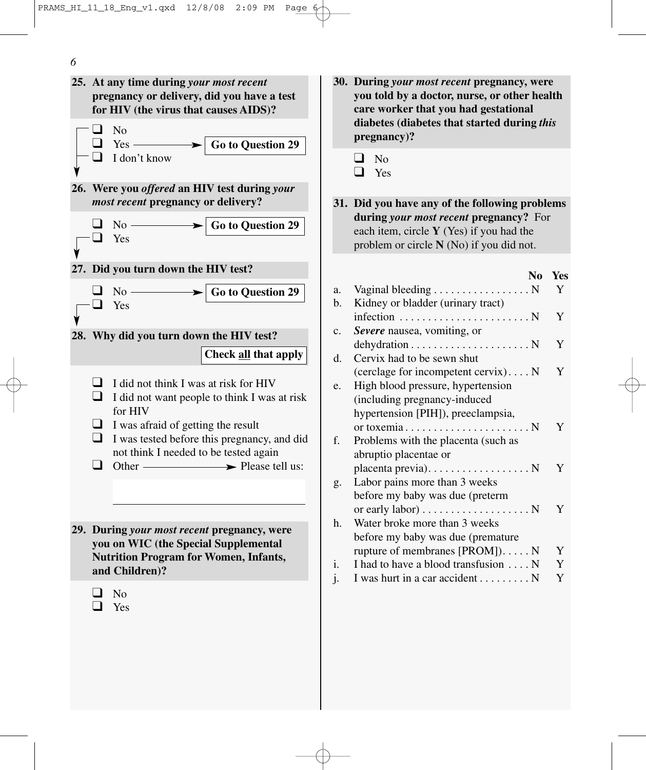**25. At any time during *your most recent* pregnancy or delivery, did you have a test for HIV (the virus that causes AIDS)?**

- ❑ No
- ❑ Yes → **Go to Question 29**
- ❑ I don't know

**26. Were you *offered* an HIV test during *your most recent* pregnancy or delivery?**

- ❑ No → **Go to Question 29**
- ❑ Yes

**27. Did you turn down the HIV test?**

- ❑ No → **Go to Question 29**
- ❑ Yes

**28. Why did you turn down the HIV test?**

**Check all that apply**

- ❑ I did not think I was at risk for HIV
- ❑ I did not want people to think I was at risk for HIV
- ❑ I was afraid of getting the result
- ❑ I was tested before this pregnancy, and did not think I needed to be tested again
- ❑ Other → Please tell us:

_______________________________

**29. During *your most recent* pregnancy, were you on WIC (the Special Supplemental Nutrition Program for Women, Infants, and Children)?**

- ❑ No
- ❑ Yes

**30. During *your most recent* pregnancy, were you told by a doctor, nurse, or other health care worker that you had gestational diabetes (diabetes that started during *this* pregnancy)?**

- ❑ No
- ❑ Yes

**31. Did you have any of the following problems during *your most recent* pregnancy?** For each item, circle **Y** (Yes) if you had the problem or circle **N** (No) if you did not.

| | | No | Yes |
|---|---|---|---|
| a. | Vaginal bleeding | N | Y |
| b. | Kidney or bladder (urinary tract) infection | N | Y |
| c. | ***Severe*** nausea, vomiting, or dehydration | N | Y |
| d. | Cervix had to be sewn shut (cerclage for incompetent cervix) | N | Y |
| e. | High blood pressure, hypertension (including pregnancy-induced hypertension [PIH]), preeclampsia, or toxemia | N | Y |
| f. | Problems with the placenta (such as abruptio placentae or placenta previa) | N | Y |
| g. | Labor pains more than 3 weeks before my baby was due (preterm or early labor) | N | Y |
| h. | Water broke more than 3 weeks before my baby was due (premature rupture of membranes [PROM]) | N | Y |
| i. | I had to have a blood transfusion | N | Y |
| j. | I was hurt in a car accident | N | Y |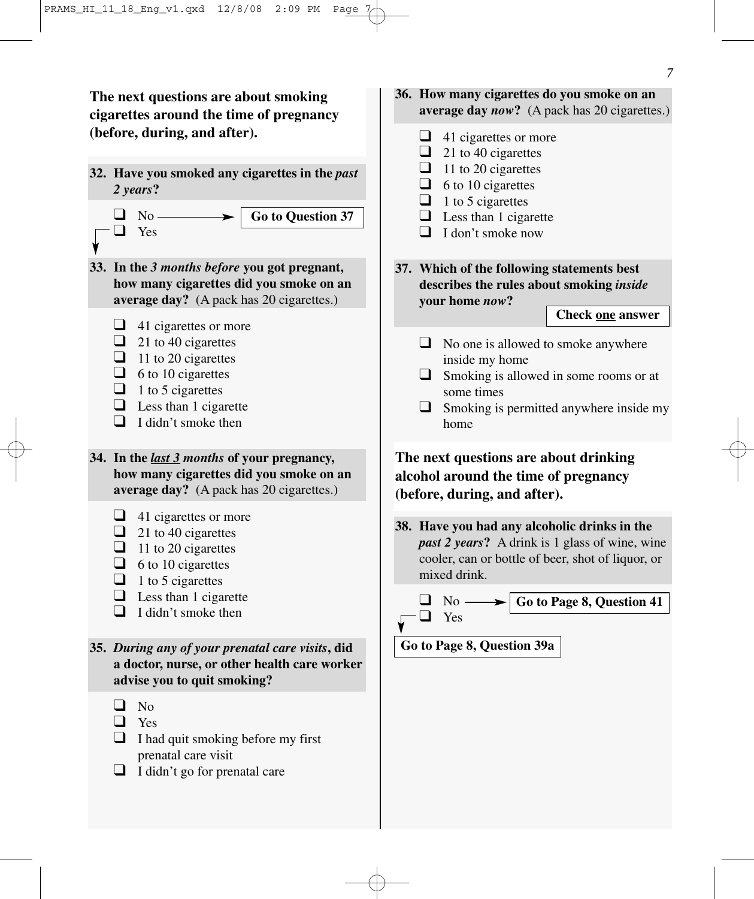**The next questions are about smoking cigarettes around the time of pregnancy (before, during, and after).**

**32. Have you smoked any cigarettes in the *past 2 years*?**

- ❑ No → **Go to Question 37**
- ❑ Yes

**33. In the *3 months before* you got pregnant, how many cigarettes did you smoke on an average day?** (A pack has 20 cigarettes.)

- ❑ 41 cigarettes or more
- ❑ 21 to 40 cigarettes
- ❑ 11 to 20 cigarettes
- ❑ 6 to 10 cigarettes
- ❑ 1 to 5 cigarettes
- ❑ Less than 1 cigarette
- ❑ I didn't smoke then

**34. In the *last 3 months* of your pregnancy, how many cigarettes did you smoke on an average day?** (A pack has 20 cigarettes.)

- ❑ 41 cigarettes or more
- ❑ 21 to 40 cigarettes
- ❑ 11 to 20 cigarettes
- ❑ 6 to 10 cigarettes
- ❑ 1 to 5 cigarettes
- ❑ Less than 1 cigarette
- ❑ I didn't smoke then

**35. *During any of your prenatal care visits*, did a doctor, nurse, or other health care worker advise you to quit smoking?**

- ❑ No
- ❑ Yes
- ❑ I had quit smoking before my first prenatal care visit
- ❑ I didn't go for prenatal care

**36. How many cigarettes do you smoke on an average day *now*?** (A pack has 20 cigarettes.)

- ❑ 41 cigarettes or more
- ❑ 21 to 40 cigarettes
- ❑ 11 to 20 cigarettes
- ❑ 6 to 10 cigarettes
- ❑ 1 to 5 cigarettes
- ❑ Less than 1 cigarette
- ❑ I don't smoke now

**37. Which of the following statements best describes the rules about smoking *inside* your home *now*?**

**Check one answer**

- ❑ No one is allowed to smoke anywhere inside my home
- ❑ Smoking is allowed in some rooms or at some times
- ❑ Smoking is permitted anywhere inside my home

**The next questions are about drinking alcohol around the time of pregnancy (before, during, and after).**

**38. Have you had any alcoholic drinks in the *past 2 years*?** A drink is 1 glass of wine, wine cooler, can or bottle of beer, shot of liquor, or mixed drink.

- ❑ No → **Go to Page 8, Question 41**
- ❑ Yes

**Go to Page 8, Question 39a**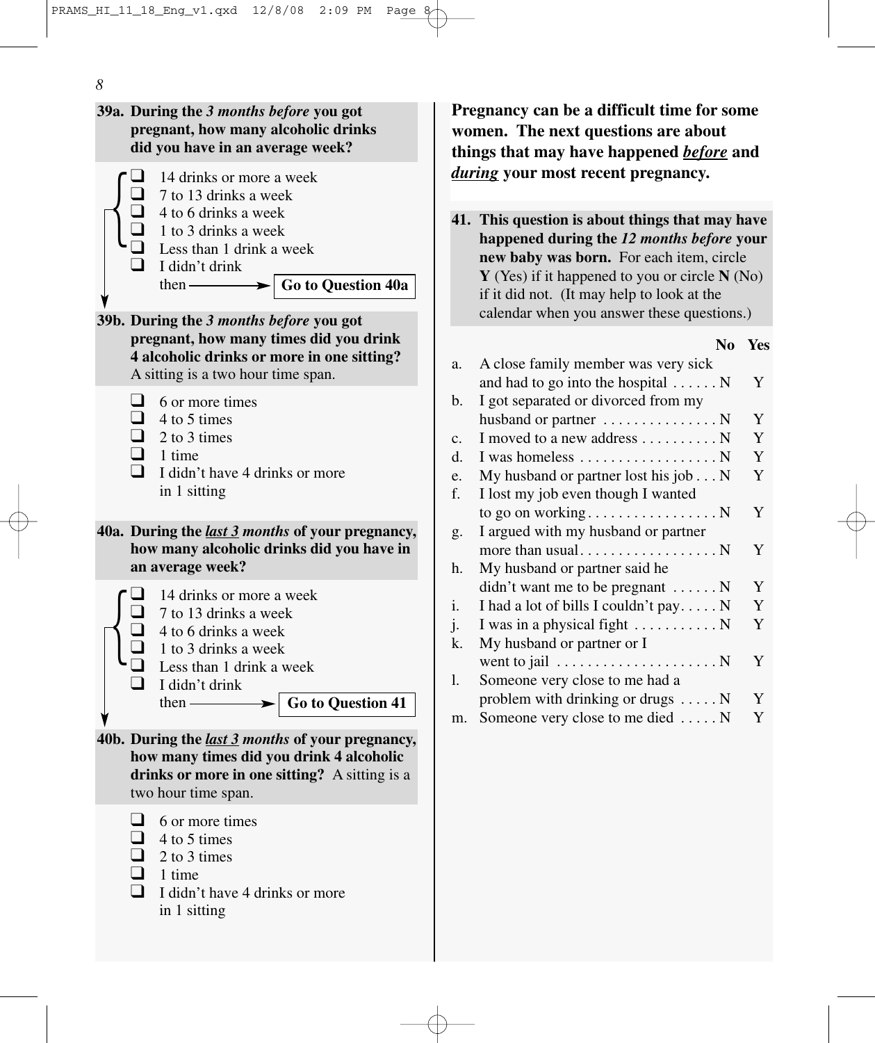**39a. During the *3 months before* you got pregnant, how many alcoholic drinks did you have in an average week?**

- ☐ 14 drinks or more a week
- ☐ 7 to 13 drinks a week
- ☐ 4 to 6 drinks a week
- ☐ 1 to 3 drinks a week
- ☐ Less than 1 drink a week
- ☐ I didn't drink then → **Go to Question 40a**

**39b. During the *3 months before* you got pregnant, how many times did you drink 4 alcoholic drinks or more in one sitting?** A sitting is a two hour time span.

- ☐ 6 or more times
- ☐ 4 to 5 times
- ☐ 2 to 3 times
- ☐ 1 time
- ☐ I didn't have 4 drinks or more in 1 sitting

**40a. During the *last 3 months* of your pregnancy, how many alcoholic drinks did you have in an average week?**

- ☐ 14 drinks or more a week
- ☐ 7 to 13 drinks a week
- ☐ 4 to 6 drinks a week
- ☐ 1 to 3 drinks a week
- ☐ Less than 1 drink a week
- ☐ I didn't drink then → **Go to Question 41**

**40b. During the *last 3 months* of your pregnancy, how many times did you drink 4 alcoholic drinks or more in one sitting?** A sitting is a two hour time span.

- ☐ 6 or more times
- ☐ 4 to 5 times
- ☐ 2 to 3 times
- ☐ 1 time
- ☐ I didn't have 4 drinks or more in 1 sitting

**Pregnancy can be a difficult time for some women. The next questions are about things that may have happened *before* and *during* your most recent pregnancy.**

**41. This question is about things that may have happened during the *12 months before* your new baby was born.** For each item, circle **Y** (Yes) if it happened to you or circle **N** (No) if it did not. (It may help to look at the calendar when you answer these questions.)

| | | No | Yes |
|---|---|---|---|
| a. | A close family member was very sick and had to go into the hospital | N | Y |
| b. | I got separated or divorced from my husband or partner | N | Y |
| c. | I moved to a new address | N | Y |
| d. | I was homeless | N | Y |
| e. | My husband or partner lost his job | N | Y |
| f. | I lost my job even though I wanted to go on working | N | Y |
| g. | I argued with my husband or partner more than usual | N | Y |
| h. | My husband or partner said he didn't want me to be pregnant | N | Y |
| i. | I had a lot of bills I couldn't pay | N | Y |
| j. | I was in a physical fight | N | Y |
| k. | My husband or partner or I went to jail | N | Y |
| l. | Someone very close to me had a problem with drinking or drugs | N | Y |
| m. | Someone very close to me died | N | Y |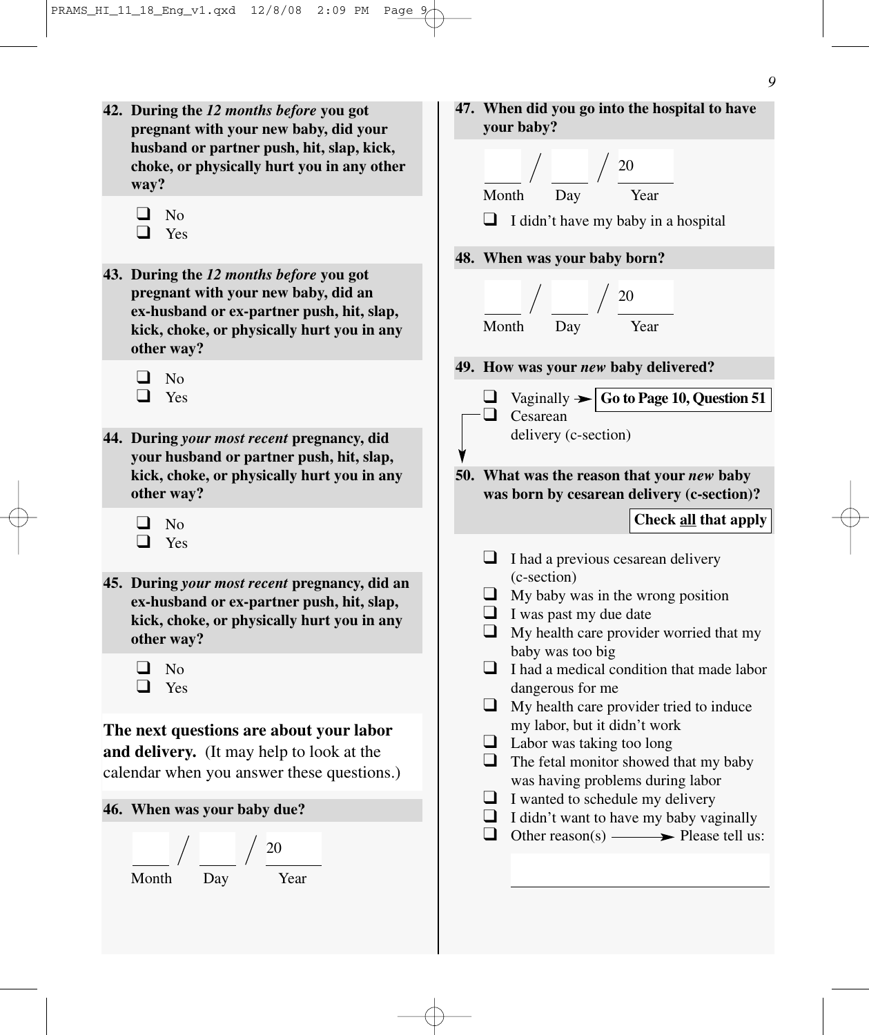**42. During the *12 months before* you got pregnant with your new baby, did your husband or partner push, hit, slap, kick, choke, or physically hurt you in any other way?**

- ❑ No
- ❑ Yes

**43. During the *12 months before* you got pregnant with your new baby, did an ex-husband or ex-partner push, hit, slap, kick, choke, or physically hurt you in any other way?**

- ❑ No
- ❑ Yes

**44. During *your most recent* pregnancy, did your husband or partner push, hit, slap, kick, choke, or physically hurt you in any other way?**

- ❑ No
- ❑ Yes

**45. During *your most recent* pregnancy, did an ex-husband or ex-partner push, hit, slap, kick, choke, or physically hurt you in any other way?**

- ❑ No
- ❑ Yes

**The next questions are about your labor and delivery.** (It may help to look at the calendar when you answer these questions.)

**46. When was your baby due?**

____ / ____ / 20____
Month Day Year

**47. When did you go into the hospital to have your baby?**

____ / ____ / 20____
Month Day Year

- ❑ I didn't have my baby in a hospital

**48. When was your baby born?**

____ / ____ / 20____
Month Day Year

**49. How was your *new* baby delivered?**

- ❑ Vaginally → **Go to Page 10, Question 51**
- ❑ Cesarean delivery (c-section)

**50. What was the reason that your *new* baby was born by cesarean delivery (c-section)?** **Check all that apply**

- ❑ I had a previous cesarean delivery (c-section)
- ❑ My baby was in the wrong position
- ❑ I was past my due date
- ❑ My health care provider worried that my baby was too big
- ❑ I had a medical condition that made labor dangerous for me
- ❑ My health care provider tried to induce my labor, but it didn't work
- ❑ Labor was taking too long
- ❑ The fetal monitor showed that my baby was having problems during labor
- ❑ I wanted to schedule my delivery
- ❑ I didn't want to have my baby vaginally
- ❑ Other reason(s) → Please tell us:

______________________________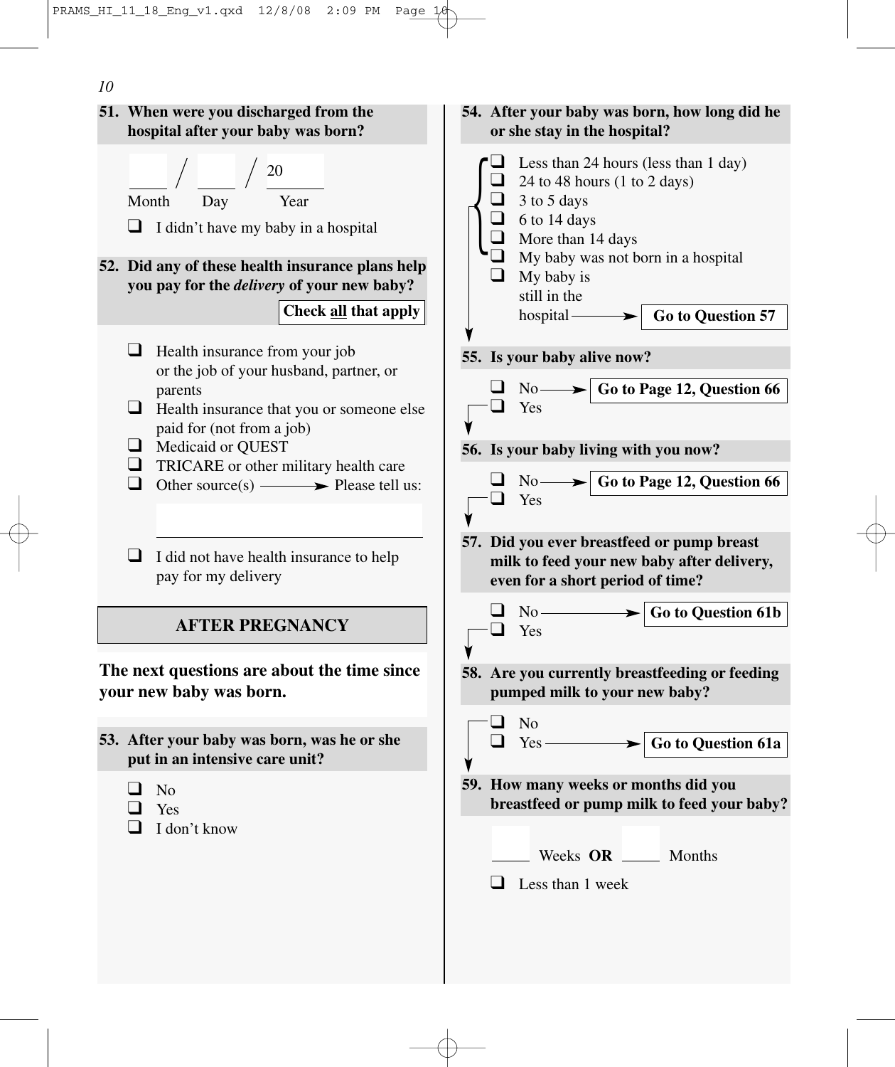**51. When were you discharged from the hospital after your baby was born?**

\_\_\_\_ / \_\_\_\_ / 20\_\_\_\_
Month Day Year

- ❑ I didn't have my baby in a hospital

**52. Did any of these health insurance plans help you pay for the *delivery* of your new baby?**

**Check all that apply**

- ❑ Health insurance from your job or the job of your husband, partner, or parents
- ❑ Health insurance that you or someone else paid for (not from a job)
- ❑ Medicaid or QUEST
- ❑ TRICARE or other military health care
- ❑ Other source(s) → Please tell us:

\_\_\_\_\_\_\_\_\_\_\_\_\_\_\_\_\_\_\_\_\_\_\_\_\_\_\_\_

- ❑ I did not have health insurance to help pay for my delivery

## AFTER PREGNANCY

**The next questions are about the time since your new baby was born.**

**53. After your baby was born, was he or she put in an intensive care unit?**

- ❑ No
- ❑ Yes
- ❑ I don't know

**54. After your baby was born, how long did he or she stay in the hospital?**

- ❑ Less than 24 hours (less than 1 day)
- ❑ 24 to 48 hours (1 to 2 days)
- ❑ 3 to 5 days
- ❑ 6 to 14 days
- ❑ More than 14 days
- ❑ My baby was not born in a hospital
- ❑ My baby is still in the hospital → **Go to Question 57**

**55. Is your baby alive now?**

- ❑ No → **Go to Page 12, Question 66**
- ❑ Yes

**56. Is your baby living with you now?**

- ❑ No → **Go to Page 12, Question 66**
- ❑ Yes

**57. Did you ever breastfeed or pump breast milk to feed your new baby after delivery, even for a short period of time?**

- ❑ No → **Go to Question 61b**
- ❑ Yes

**58. Are you currently breastfeeding or feeding pumped milk to your new baby?**

- ❑ No
- ❑ Yes → **Go to Question 61a**

**59. How many weeks or months did you breastfeed or pump milk to feed your baby?**

\_\_\_\_ Weeks **OR** \_\_\_\_ Months

- ❑ Less than 1 week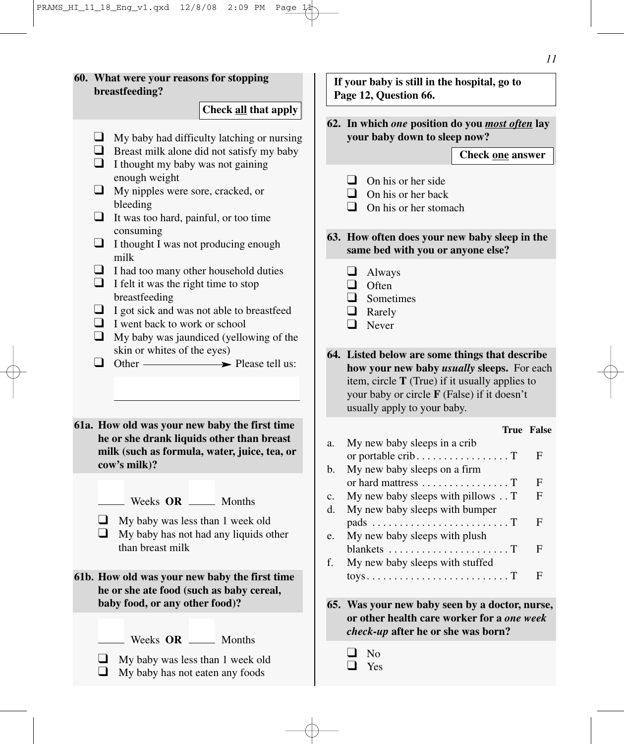**60. What were your reasons for stopping breastfeeding?**

**Check all that apply**

- ❑ My baby had difficulty latching or nursing
- ❑ Breast milk alone did not satisfy my baby
- ❑ I thought my baby was not gaining enough weight
- ❑ My nipples were sore, cracked, or bleeding
- ❑ It was too hard, painful, or too time consuming
- ❑ I thought I was not producing enough milk
- ❑ I had too many other household duties
- ❑ I felt it was the right time to stop breastfeeding
- ❑ I got sick and was not able to breastfeed
- ❑ I went back to work or school
- ❑ My baby was jaundiced (yellowing of the skin or whites of the eyes)
- ❑ Other ——➤ Please tell us: ______________

**61a. How old was your new baby the first time he or she drank liquids other than breast milk (such as formula, water, juice, tea, or cow's milk)?**

_____ Weeks **OR** _____ Months

- ❑ My baby was less than 1 week old
- ❑ My baby has not had any liquids other than breast milk

**61b. How old was your new baby the first time he or she ate food (such as baby cereal, baby food, or any other food)?**

_____ Weeks **OR** _____ Months

- ❑ My baby was less than 1 week old
- ❑ My baby has not eaten any foods

**If your baby is still in the hospital, go to Page 12, Question 66.**

**62. In which *one* position do you *most often* lay your baby down to sleep now?**

**Check one answer**

- ❑ On his or her side
- ❑ On his or her back
- ❑ On his or her stomach

**63. How often does your new baby sleep in the same bed with you or anyone else?**

- ❑ Always
- ❑ Often
- ❑ Sometimes
- ❑ Rarely
- ❑ Never

**64. Listed below are some things that describe how your new baby *usually* sleeps.** For each item, circle **T** (True) if it usually applies to your baby or circle **F** (False) if it doesn't usually apply to your baby.

| | | True | False |
|---|---|---|---|
| a. | My new baby sleeps in a crib or portable crib | T | F |
| b. | My new baby sleeps on a firm or hard mattress | T | F |
| c. | My new baby sleeps with pillows | T | F |
| d. | My new baby sleeps with bumper pads | T | F |
| e. | My new baby sleeps with plush blankets | T | F |
| f. | My new baby sleeps with stuffed toys | T | F |

**65. Was your new baby seen by a doctor, nurse, or other health care worker for a *one week check-up* after he or she was born?**

- ❑ No
- ❑ Yes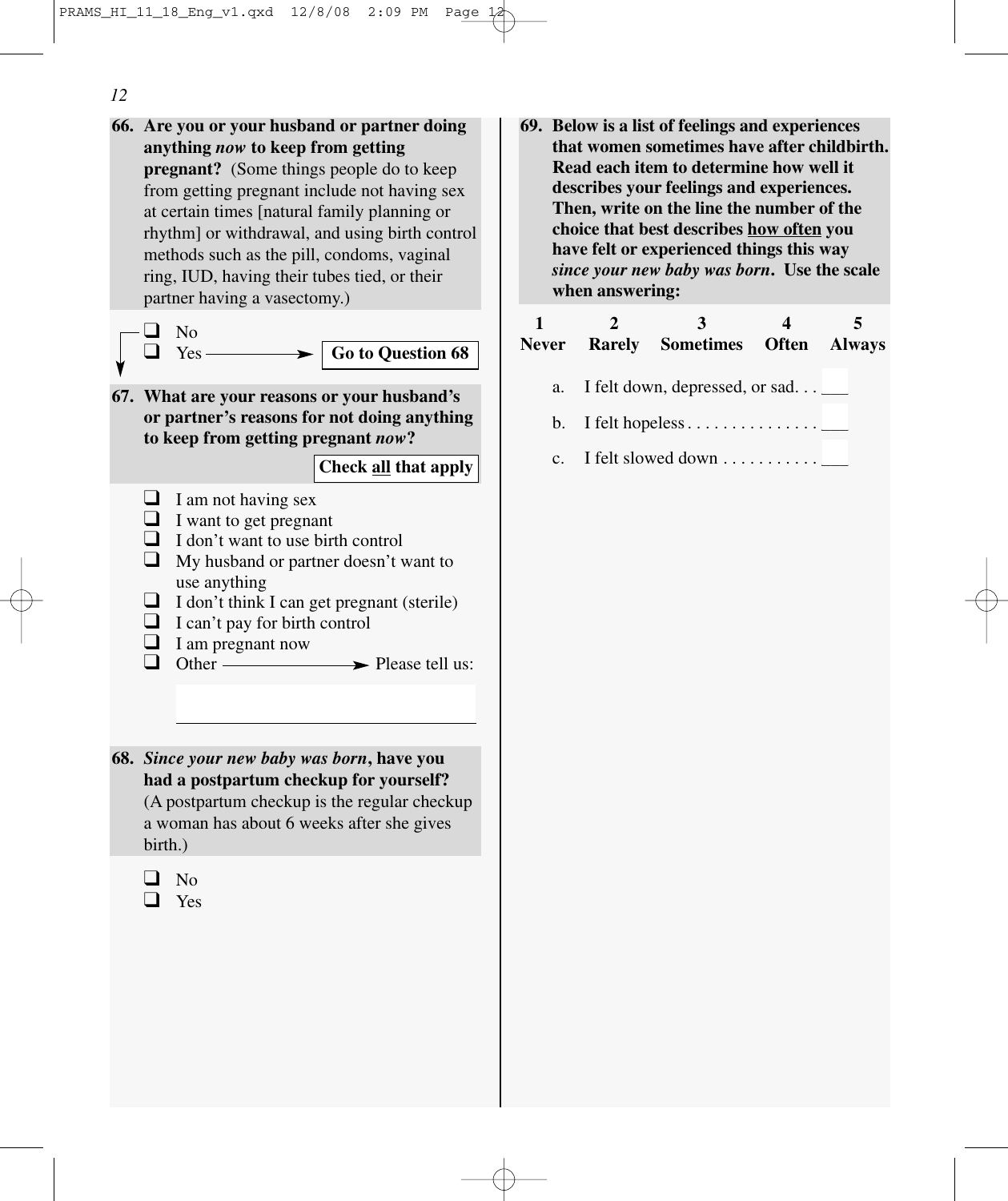**66. Are you or your husband or partner doing anything *now* to keep from getting pregnant?** (Some things people do to keep from getting pregnant include not having sex at certain times [natural family planning or rhythm] or withdrawal, and using birth control methods such as the pill, condoms, vaginal ring, IUD, having their tubes tied, or their partner having a vasectomy.)

- ❑ No
- ❑ Yes → **Go to Question 68**

**67. What are your reasons or your husband's or partner's reasons for not doing anything to keep from getting pregnant *now*?**

**Check all that apply**

- ❑ I am not having sex
- ❑ I want to get pregnant
- ❑ I don't want to use birth control
- ❑ My husband or partner doesn't want to use anything
- ❑ I don't think I can get pregnant (sterile)
- ❑ I can't pay for birth control
- ❑ I am pregnant now
- ❑ Other → Please tell us: ____________

**68. *Since your new baby was born*, have you had a postpartum checkup for yourself?** (A postpartum checkup is the regular checkup a woman has about 6 weeks after she gives birth.)

- ❑ No
- ❑ Yes

**69. Below is a list of feelings and experiences that women sometimes have after childbirth. Read each item to determine how well it describes your feelings and experiences. Then, write on the line the number of the choice that best describes how often you have felt or experienced things this way *since your new baby was born*. Use the scale when answering:**

| 1 | 2 | 3 | 4 | 5 |
|---|---|---|---|---|
| **Never** | **Rarely** | **Sometimes** | **Often** | **Always** |

a. I felt down, depressed, or sad. . . ___

b. I felt hopeless . . . . . . . . . . . . . . . ___

c. I felt slowed down . . . . . . . . . . . ___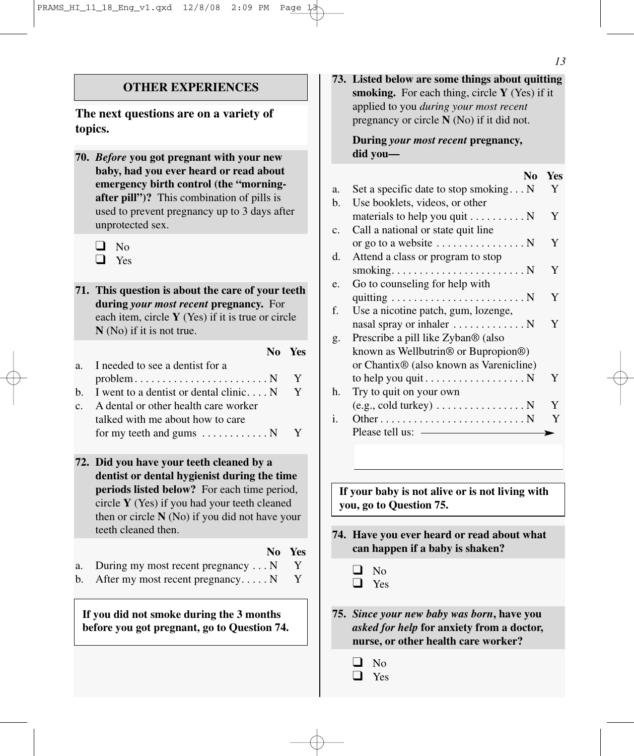## OTHER EXPERIENCES

**The next questions are on a variety of topics.**

**70.** ***Before*** **you got pregnant with your new baby, had you ever heard or read about emergency birth control (the "morning-after pill")?** This combination of pills is used to prevent pregnancy up to 3 days after unprotected sex.

- ❑ No
- ❑ Yes

**71. This question is about the care of your teeth during** ***your most recent*** **pregnancy.** For each item, circle **Y** (Yes) if it is true or circle **N** (No) if it is not true.

| | No | Yes |
|---|---|---|
| a. I needed to see a dentist for a problem | N | Y |
| b. I went to a dentist or dental clinic | N | Y |
| c. A dental or other health care worker talked with me about how to care for my teeth and gums | N | Y |

**72. Did you have your teeth cleaned by a dentist or dental hygienist during the time periods listed below?** For each time period, circle **Y** (Yes) if you had your teeth cleaned then or circle **N** (No) if you did not have your teeth cleaned then.

| | No | Yes |
|---|---|---|
| a. During my most recent pregnancy | N | Y |
| b. After my most recent pregnancy | N | Y |

**If you did not smoke during the 3 months before you got pregnant, go to Question 74.**

**73. Listed below are some things about quitting smoking.** For each thing, circle **Y** (Yes) if it applied to you *during your most recent* pregnancy or circle **N** (No) if it did not.

**During** ***your most recent*** **pregnancy, did you—**

| | No | Yes |
|---|---|---|
| a. Set a specific date to stop smoking | N | Y |
| b. Use booklets, videos, or other materials to help you quit | N | Y |
| c. Call a national or state quit line or go to a website | N | Y |
| d. Attend a class or program to stop smoking | N | Y |
| e. Go to counseling for help with quitting | N | Y |
| f. Use a nicotine patch, gum, lozenge, nasal spray or inhaler | N | Y |
| g. Prescribe a pill like Zyban® (also known as Wellbutrin® or Bupropion®) or Chantix® (also known as Varenicline) to help you quit | N | Y |
| h. Try to quit on your own (e.g., cold turkey) | N | Y |
| i. Other | N | Y |

Please tell us: ________________________

**If your baby is not alive or is not living with you, go to Question 75.**

**74. Have you ever heard or read about what can happen if a baby is shaken?**

- ❑ No
- ❑ Yes

**75.** ***Since your new baby was born*****, have you** ***asked for help*** **for anxiety from a doctor, nurse, or other health care worker?**

- ❑ No
- ❑ Yes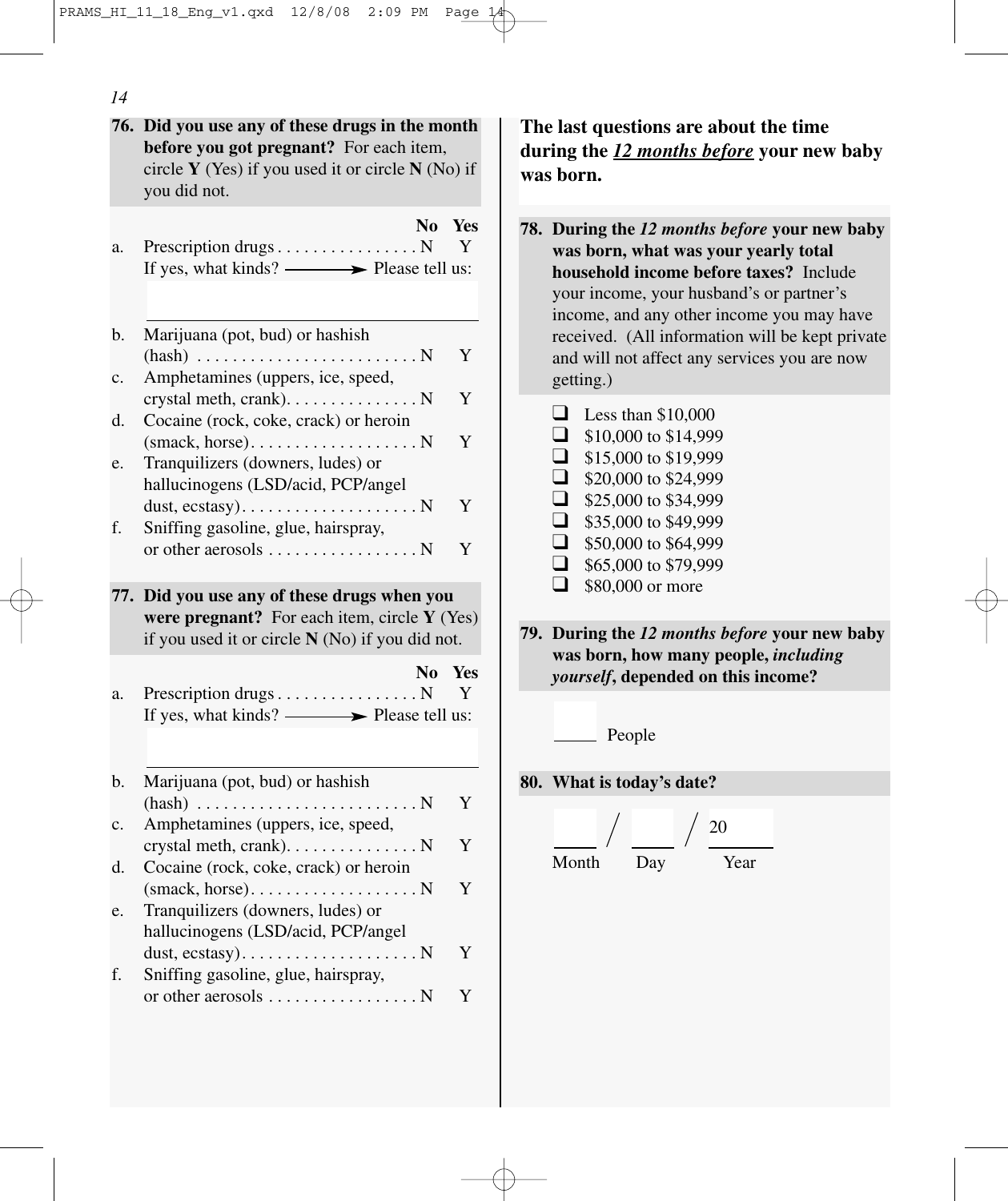**76. Did you use any of these drugs in the month before you got pregnant?** For each item, circle **Y** (Yes) if you used it or circle **N** (No) if you did not.

| | | No | Yes |
|---|---|---|---|
| a. | Prescription drugs | N | Y |
| | If yes, what kinds? ——→ Please tell us: | | |
| b. | Marijuana (pot, bud) or hashish (hash) | N | Y |
| c. | Amphetamines (uppers, ice, speed, crystal meth, crank) | N | Y |
| d. | Cocaine (rock, coke, crack) or heroin (smack, horse) | N | Y |
| e. | Tranquilizers (downers, ludes) or hallucinogens (LSD/acid, PCP/angel dust, ecstasy) | N | Y |
| f. | Sniffing gasoline, glue, hairspray, or other aerosols | N | Y |

**77. Did you use any of these drugs when you were pregnant?** For each item, circle **Y** (Yes) if you used it or circle **N** (No) if you did not.

| | | No | Yes |
|---|---|---|---|
| a. | Prescription drugs | N | Y |
| | If yes, what kinds? ——→ Please tell us: | | |
| b. | Marijuana (pot, bud) or hashish (hash) | N | Y |
| c. | Amphetamines (uppers, ice, speed, crystal meth, crank) | N | Y |
| d. | Cocaine (rock, coke, crack) or heroin (smack, horse) | N | Y |
| e. | Tranquilizers (downers, ludes) or hallucinogens (LSD/acid, PCP/angel dust, ecstasy) | N | Y |
| f. | Sniffing gasoline, glue, hairspray, or other aerosols | N | Y |

**The last questions are about the time during the *12 months before* your new baby was born.**

**78. During the *12 months before* your new baby was born, what was your yearly total household income before taxes?** Include your income, your husband's or partner's income, and any other income you may have received. (All information will be kept private and will not affect any services you are now getting.)

- ☐ Less than $10,000
- ☐ $10,000 to $14,999
- ☐ $15,000 to $19,999
- ☐ $20,000 to $24,999
- ☐ $25,000 to $34,999
- ☐ $35,000 to $49,999
- ☐ $50,000 to $64,999
- ☐ $65,000 to $79,999
- ☐ $80,000 or more

**79. During the *12 months before* your new baby was born, how many people, *including yourself*, depended on this income?**

_____ People

**80. What is today's date?**

_____ / _____ / 20_____

Month / Day / Year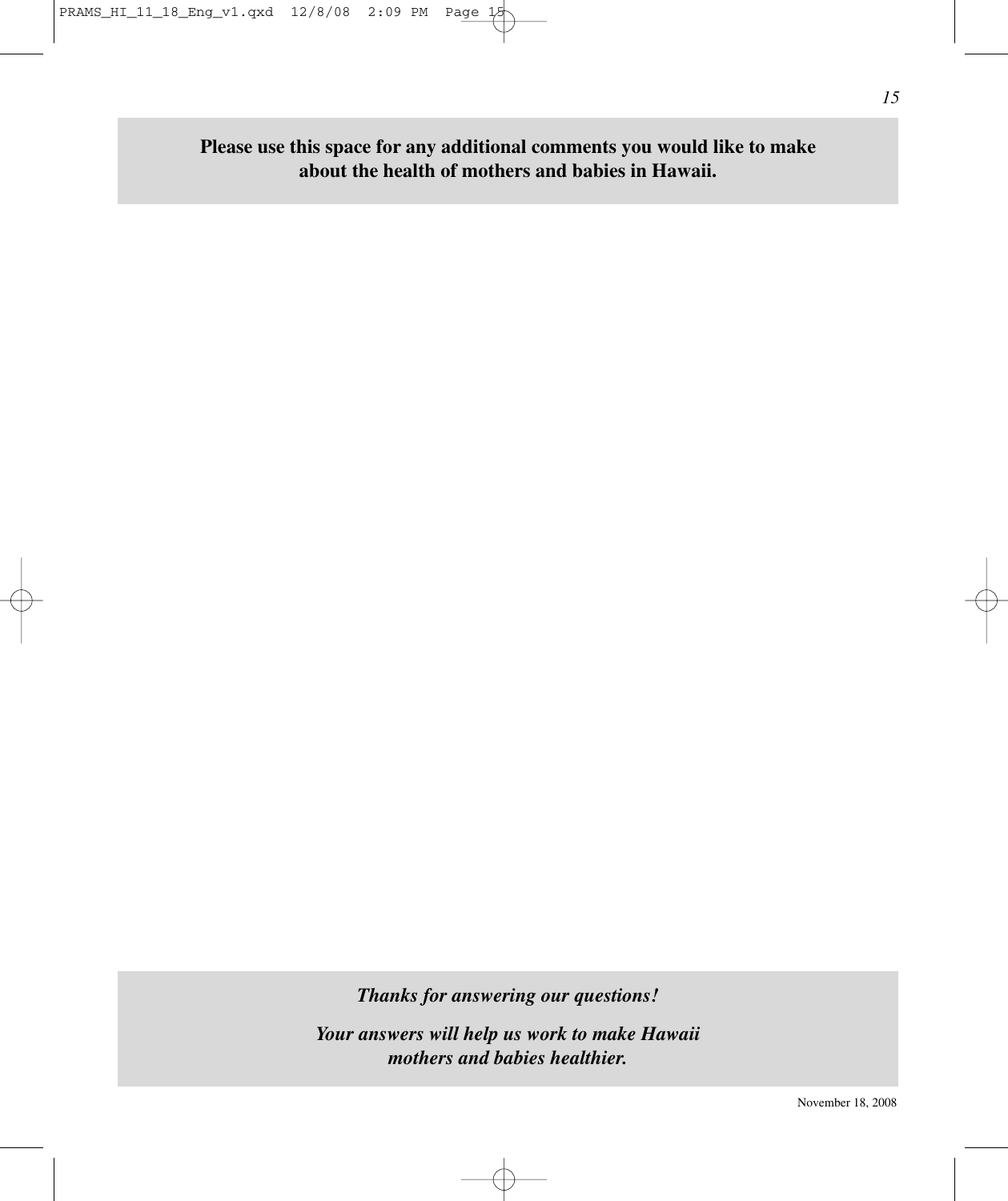**Please use this space for any additional comments you would like to make about the health of mothers and babies in Hawaii.**

***Thanks for answering our questions!***

***Your answers will help us work to make Hawaii mothers and babies healthier.***

November 18, 2008